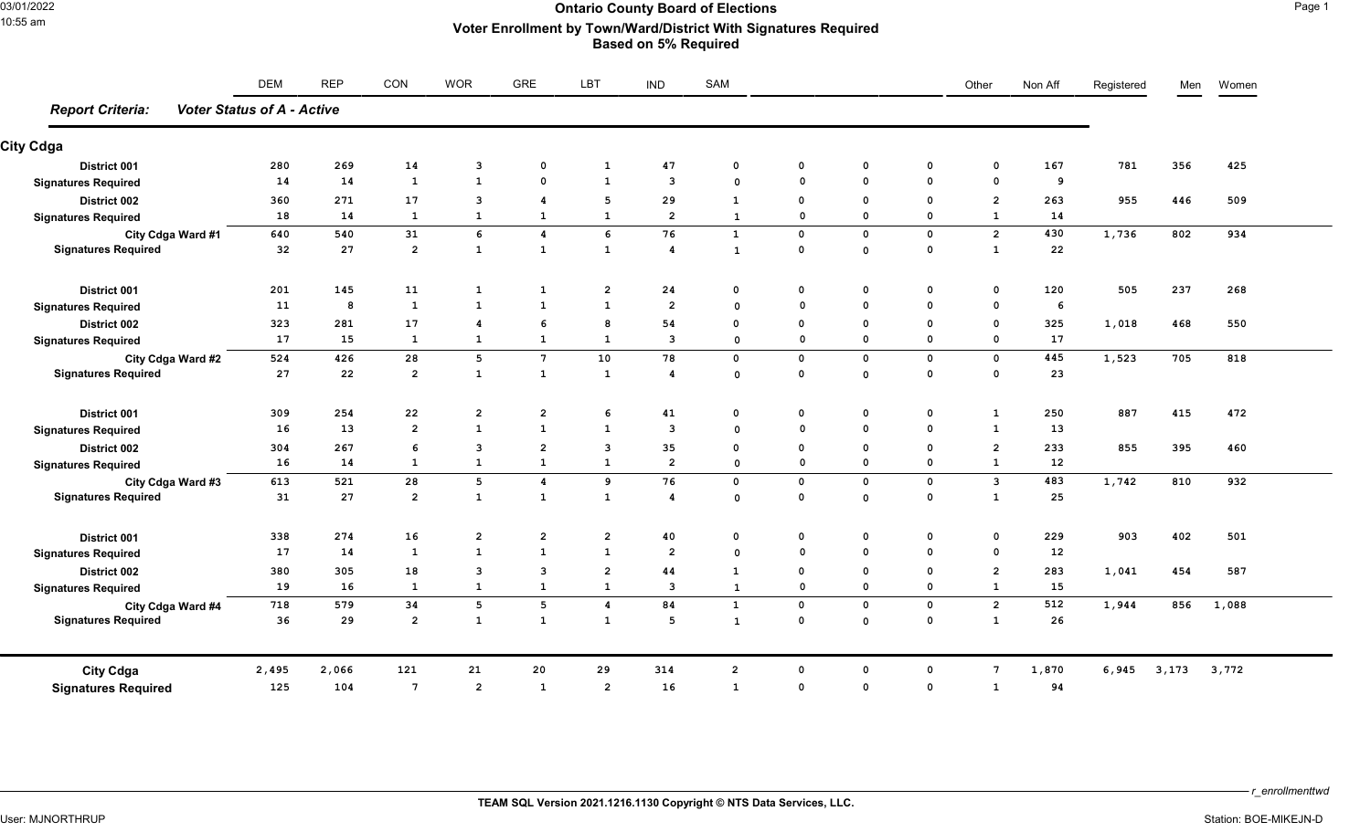# Ontario County Board of Elections

## Voter Enrollment by Town/Ward/District With Signatures Required

### Based on 5% Required

***Report Criteria:*** ***Voter Status of A - Active***

**City Cdga**

| | DEM | REP | CON | WOR | GRE | LBT | IND | SAM | | | | Other | Non Aff | Registered | Men | Women |
|---|---|---|---|---|---|---|---|---|---|---|---|---|---|---|---|---|
| **District 001** | 280 | 269 | 14 | 3 | 0 | 1 | 47 | 0 | 0 | 0 | 0 | 0 | 167 | 781 | 356 | 425 |
| **Signatures Required** | 14 | 14 | 1 | 1 | 0 | 1 | 3 | 0 | 0 | 0 | 0 | 0 | 9 | | | |
| **District 002** | 360 | 271 | 17 | 3 | 4 | 5 | 29 | 1 | 0 | 0 | 0 | 2 | 263 | 955 | 446 | 509 |
| **Signatures Required** | 18 | 14 | 1 | 1 | 1 | 1 | 2 | 1 | 0 | 0 | 0 | 1 | 14 | | | |
| **City Cdga Ward #1** | 640 | 540 | 31 | 6 | 4 | 6 | 76 | 1 | 0 | 0 | 0 | 2 | 430 | 1,736 | 802 | 934 |
| **Signatures Required** | 32 | 27 | 2 | 1 | 1 | 1 | 4 | 1 | 0 | 0 | 0 | 1 | 22 | | | |
| **District 001** | 201 | 145 | 11 | 1 | 1 | 2 | 24 | 0 | 0 | 0 | 0 | 0 | 120 | 505 | 237 | 268 |
| **Signatures Required** | 11 | 8 | 1 | 1 | 1 | 1 | 2 | 0 | 0 | 0 | 0 | 0 | 6 | | | |
| **District 002** | 323 | 281 | 17 | 4 | 6 | 8 | 54 | 0 | 0 | 0 | 0 | 0 | 325 | 1,018 | 468 | 550 |
| **Signatures Required** | 17 | 15 | 1 | 1 | 1 | 1 | 3 | 0 | 0 | 0 | 0 | 0 | 17 | | | |
| **City Cdga Ward #2** | 524 | 426 | 28 | 5 | 7 | 10 | 78 | 0 | 0 | 0 | 0 | 0 | 445 | 1,523 | 705 | 818 |
| **Signatures Required** | 27 | 22 | 2 | 1 | 1 | 1 | 4 | 0 | 0 | 0 | 0 | 0 | 23 | | | |
| **District 001** | 309 | 254 | 22 | 2 | 2 | 6 | 41 | 0 | 0 | 0 | 0 | 1 | 250 | 887 | 415 | 472 |
| **Signatures Required** | 16 | 13 | 2 | 1 | 1 | 1 | 3 | 0 | 0 | 0 | 0 | 1 | 13 | | | |
| **District 002** | 304 | 267 | 6 | 3 | 2 | 3 | 35 | 0 | 0 | 0 | 0 | 2 | 233 | 855 | 395 | 460 |
| **Signatures Required** | 16 | 14 | 1 | 1 | 1 | 1 | 2 | 0 | 0 | 0 | 0 | 1 | 12 | | | |
| **City Cdga Ward #3** | 613 | 521 | 28 | 5 | 4 | 9 | 76 | 0 | 0 | 0 | 0 | 3 | 483 | 1,742 | 810 | 932 |
| **Signatures Required** | 31 | 27 | 2 | 1 | 1 | 1 | 4 | 0 | 0 | 0 | 0 | 1 | 25 | | | |
| **District 001** | 338 | 274 | 16 | 2 | 2 | 2 | 40 | 0 | 0 | 0 | 0 | 0 | 229 | 903 | 402 | 501 |
| **Signatures Required** | 17 | 14 | 1 | 1 | 1 | 1 | 2 | 0 | 0 | 0 | 0 | 0 | 12 | | | |
| **District 002** | 380 | 305 | 18 | 3 | 3 | 2 | 44 | 1 | 0 | 0 | 0 | 2 | 283 | 1,041 | 454 | 587 |
| **Signatures Required** | 19 | 16 | 1 | 1 | 1 | 1 | 3 | 1 | 0 | 0 | 0 | 1 | 15 | | | |
| **City Cdga Ward #4** | 718 | 579 | 34 | 5 | 5 | 4 | 84 | 1 | 0 | 0 | 0 | 2 | 512 | 1,944 | 856 | 1,088 |
| **Signatures Required** | 36 | 29 | 2 | 1 | 1 | 1 | 5 | 1 | 0 | 0 | 0 | 1 | 26 | | | |
| **City Cdga** | 2,495 | 2,066 | 121 | 21 | 20 | 29 | 314 | 2 | 0 | 0 | 0 | 7 | 1,870 | 6,945 | 3,173 | 3,772 |
| **Signatures Required** | 125 | 104 | 7 | 2 | 1 | 2 | 16 | 1 | 0 | 0 | 0 | 1 | 94 | | | |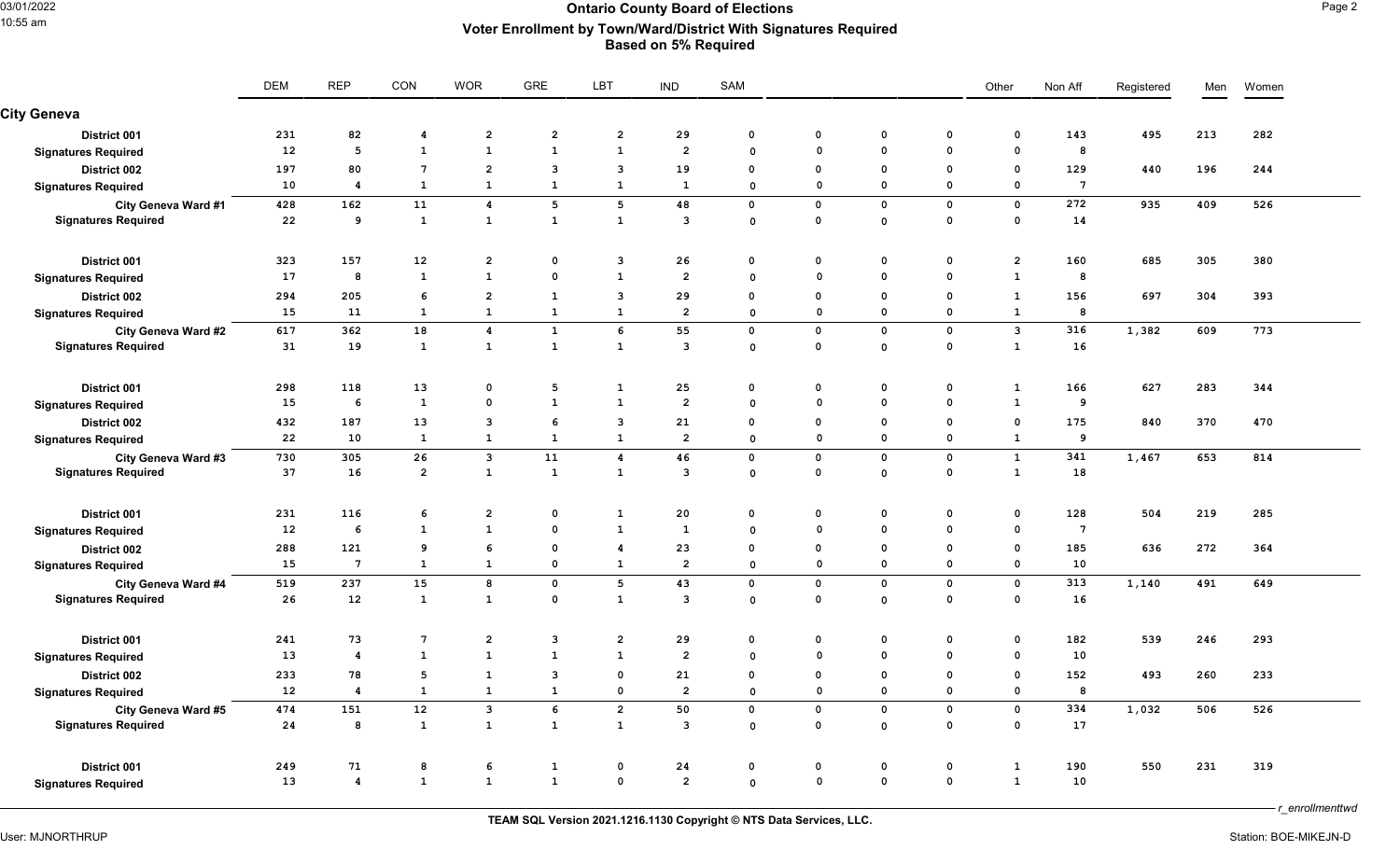# Ontario County Board of Elections

## Voter Enrollment by Town/Ward/District With Signatures Required

### Based on 5% Required

| | DEM | REP | CON | WOR | GRE | LBT | IND | SAM | | | | Other | Non Aff | Registered | Men | Women |
|---|---|---|---|---|---|---|---|---|---|---|---|---|---|---|---|---|
| **City Geneva** | | | | | | | | | | | | | | | | |
| District 001 | 231 | 82 | 4 | 2 | 2 | 2 | 29 | 0 | 0 | 0 | 0 | 0 | 143 | 495 | 213 | 282 |
| Signatures Required | 12 | 5 | 1 | 1 | 1 | 1 | 2 | 0 | 0 | 0 | 0 | 0 | 8 | | | |
| District 002 | 197 | 80 | 7 | 2 | 3 | 3 | 19 | 0 | 0 | 0 | 0 | 0 | 129 | 440 | 196 | 244 |
| Signatures Required | 10 | 4 | 1 | 1 | 1 | 1 | 1 | 0 | 0 | 0 | 0 | 0 | 7 | | | |
| City Geneva Ward #1 | 428 | 162 | 11 | 4 | 5 | 5 | 48 | 0 | 0 | 0 | 0 | 0 | 272 | 935 | 409 | 526 |
| Signatures Required | 22 | 9 | 1 | 1 | 1 | 1 | 3 | 0 | 0 | 0 | 0 | 0 | 14 | | | |
| District 001 | 323 | 157 | 12 | 2 | 0 | 3 | 26 | 0 | 0 | 0 | 0 | 2 | 160 | 685 | 305 | 380 |
| Signatures Required | 17 | 8 | 1 | 1 | 0 | 1 | 2 | 0 | 0 | 0 | 0 | 1 | 8 | | | |
| District 002 | 294 | 205 | 6 | 2 | 1 | 3 | 29 | 0 | 0 | 0 | 0 | 1 | 156 | 697 | 304 | 393 |
| Signatures Required | 15 | 11 | 1 | 1 | 1 | 1 | 2 | 0 | 0 | 0 | 0 | 1 | 8 | | | |
| City Geneva Ward #2 | 617 | 362 | 18 | 4 | 1 | 6 | 55 | 0 | 0 | 0 | 0 | 3 | 316 | 1,382 | 609 | 773 |
| Signatures Required | 31 | 19 | 1 | 1 | 1 | 1 | 3 | 0 | 0 | 0 | 0 | 1 | 16 | | | |
| District 001 | 298 | 118 | 13 | 0 | 5 | 1 | 25 | 0 | 0 | 0 | 0 | 1 | 166 | 627 | 283 | 344 |
| Signatures Required | 15 | 6 | 1 | 0 | 1 | 1 | 2 | 0 | 0 | 0 | 0 | 1 | 9 | | | |
| District 002 | 432 | 187 | 13 | 3 | 6 | 3 | 21 | 0 | 0 | 0 | 0 | 0 | 175 | 840 | 370 | 470 |
| Signatures Required | 22 | 10 | 1 | 1 | 1 | 1 | 2 | 0 | 0 | 0 | 0 | 1 | 9 | | | |
| City Geneva Ward #3 | 730 | 305 | 26 | 3 | 11 | 4 | 46 | 0 | 0 | 0 | 0 | 1 | 341 | 1,467 | 653 | 814 |
| Signatures Required | 37 | 16 | 2 | 1 | 1 | 1 | 3 | 0 | 0 | 0 | 0 | 1 | 18 | | | |
| District 001 | 231 | 116 | 6 | 2 | 0 | 1 | 20 | 0 | 0 | 0 | 0 | 0 | 128 | 504 | 219 | 285 |
| Signatures Required | 12 | 6 | 1 | 1 | 0 | 1 | 1 | 0 | 0 | 0 | 0 | 0 | 7 | | | |
| District 002 | 288 | 121 | 9 | 6 | 0 | 4 | 23 | 0 | 0 | 0 | 0 | 0 | 185 | 636 | 272 | 364 |
| Signatures Required | 15 | 7 | 1 | 1 | 0 | 1 | 2 | 0 | 0 | 0 | 0 | 0 | 10 | | | |
| City Geneva Ward #4 | 519 | 237 | 15 | 8 | 0 | 5 | 43 | 0 | 0 | 0 | 0 | 0 | 313 | 1,140 | 491 | 649 |
| Signatures Required | 26 | 12 | 1 | 1 | 0 | 1 | 3 | 0 | 0 | 0 | 0 | 0 | 16 | | | |
| District 001 | 241 | 73 | 7 | 2 | 3 | 2 | 29 | 0 | 0 | 0 | 0 | 0 | 182 | 539 | 246 | 293 |
| Signatures Required | 13 | 4 | 1 | 1 | 1 | 1 | 2 | 0 | 0 | 0 | 0 | 0 | 10 | | | |
| District 002 | 233 | 78 | 5 | 1 | 3 | 0 | 21 | 0 | 0 | 0 | 0 | 0 | 152 | 493 | 260 | 233 |
| Signatures Required | 12 | 4 | 1 | 1 | 1 | 0 | 2 | 0 | 0 | 0 | 0 | 0 | 8 | | | |
| City Geneva Ward #5 | 474 | 151 | 12 | 3 | 6 | 2 | 50 | 0 | 0 | 0 | 0 | 0 | 334 | 1,032 | 506 | 526 |
| Signatures Required | 24 | 8 | 1 | 1 | 1 | 1 | 3 | 0 | 0 | 0 | 0 | 0 | 17 | | | |
| District 001 | 249 | 71 | 8 | 6 | 1 | 0 | 24 | 0 | 0 | 0 | 0 | 1 | 190 | 550 | 231 | 319 |
| Signatures Required | 13 | 4 | 1 | 1 | 1 | 0 | 2 | 0 | 0 | 0 | 0 | 1 | 10 | | | |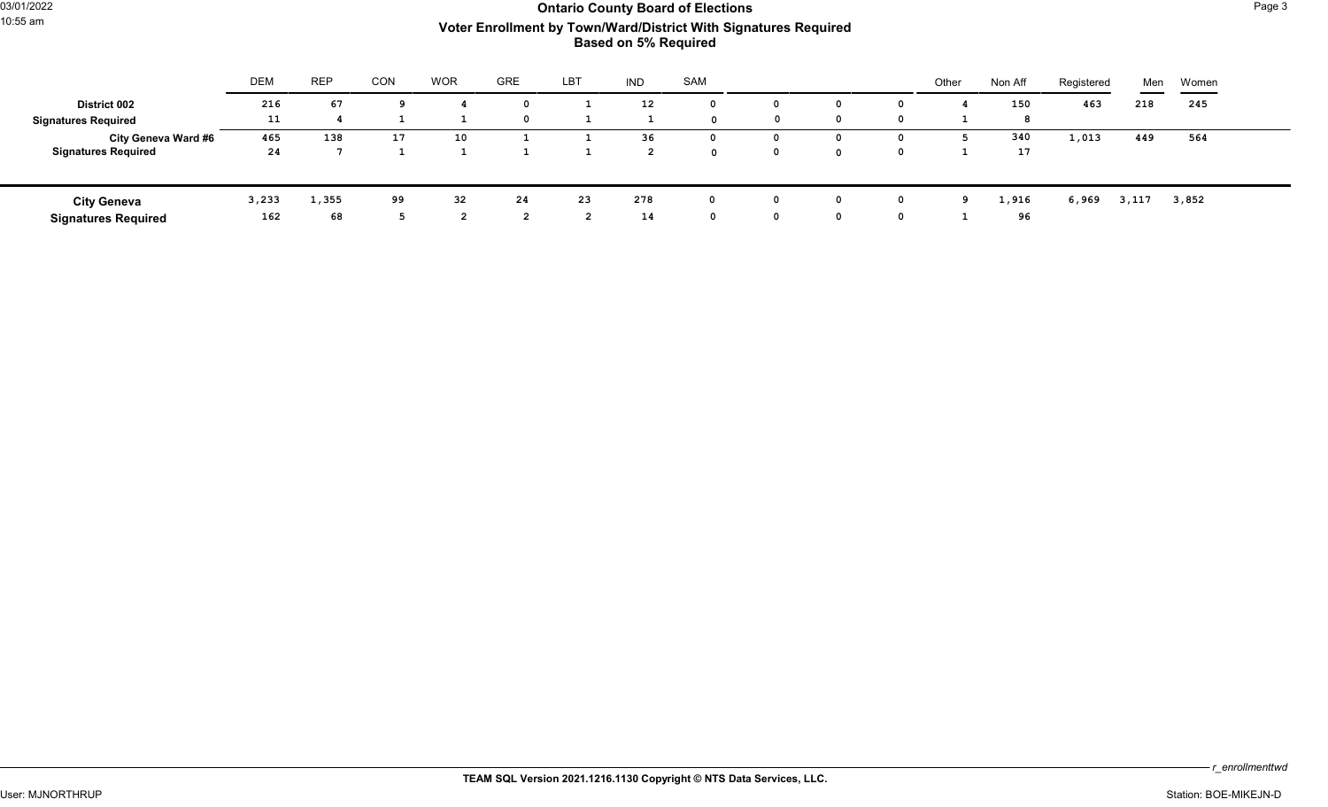# Ontario County Board of Elections

## Voter Enrollment by Town/Ward/District With Signatures Required

### Based on 5% Required

| | DEM | REP | CON | WOR | GRE | LBT | IND | SAM | | | | Other | Non Aff | Registered | Men | Women |
|---|---|---|---|---|---|---|---|---|---|---|---|---|---|---|---|---|
| **District 002** | 216 | 67 | 9 | 4 | 0 | 1 | 12 | 0 | 0 | 0 | 0 | 4 | 150 | 463 | 218 | 245 |
| **Signatures Required** | 11 | 4 | 1 | 1 | 0 | 1 | 1 | 0 | 0 | 0 | 0 | 1 | 8 | | | |
| **City Geneva Ward #6** | 465 | 138 | 17 | 10 | 1 | 1 | 36 | 0 | 0 | 0 | 0 | 5 | 340 | 1,013 | 449 | 564 |
| **Signatures Required** | 24 | 7 | 1 | 1 | 1 | 1 | 2 | 0 | 0 | 0 | 0 | 1 | 17 | | | |
| **City Geneva** | 3,233 | 1,355 | 99 | 32 | 24 | 23 | 278 | 0 | 0 | 0 | 0 | 9 | 1,916 | 6,969 | 3,117 | 3,852 |
| **Signatures Required** | 162 | 68 | 5 | 2 | 2 | 2 | 14 | 0 | 0 | 0 | 0 | 1 | 96 | | | |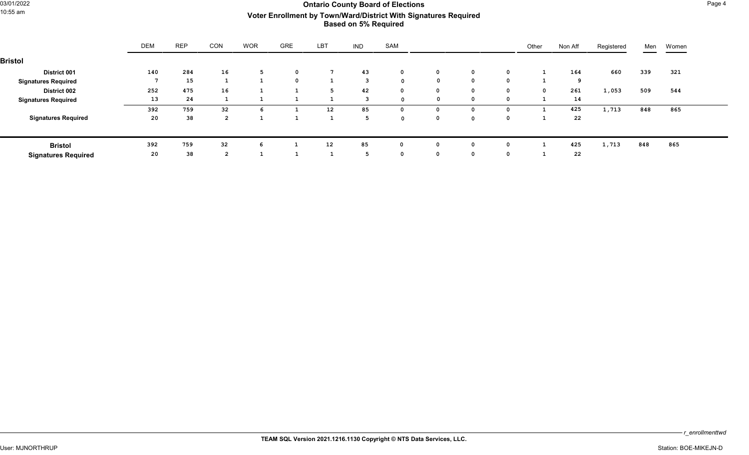# Ontario County Board of Elections

## Voter Enrollment by Town/Ward/District With Signatures Required

### Based on 5% Required

| | DEM | REP | CON | WOR | GRE | LBT | IND | SAM | | | | Other | Non Aff | Registered | Men | Women |
|---|---|---|---|---|---|---|---|---|---|---|---|---|---|---|---|---|
| **Bristol** | | | | | | | | | | | | | | | | |
| **District 001** | 140 | 284 | 16 | 5 | 0 | 7 | 43 | 0 | 0 | 0 | 0 | 1 | 164 | 660 | 339 | 321 |
| **Signatures Required** | 7 | 15 | 1 | 1 | 0 | 1 | 3 | 0 | 0 | 0 | 0 | 1 | 9 | | | |
| **District 002** | 252 | 475 | 16 | 1 | 1 | 5 | 42 | 0 | 0 | 0 | 0 | 0 | 261 | 1,053 | 509 | 544 |
| **Signatures Required** | 13 | 24 | 1 | 1 | 1 | 1 | 3 | 0 | 0 | 0 | 0 | 1 | 14 | | | |
| | 392 | 759 | 32 | 6 | 1 | 12 | 85 | 0 | 0 | 0 | 0 | 1 | 425 | 1,713 | 848 | 865 |
| **Signatures Required** | 20 | 38 | 2 | 1 | 1 | 1 | 5 | 0 | 0 | 0 | 0 | 1 | 22 | | | |
| **Bristol** | 392 | 759 | 32 | 6 | 1 | 12 | 85 | 0 | 0 | 0 | 0 | 1 | 425 | 1,713 | 848 | 865 |
| **Signatures Required** | 20 | 38 | 2 | 1 | 1 | 1 | 5 | 0 | 0 | 0 | 0 | 1 | 22 | | | |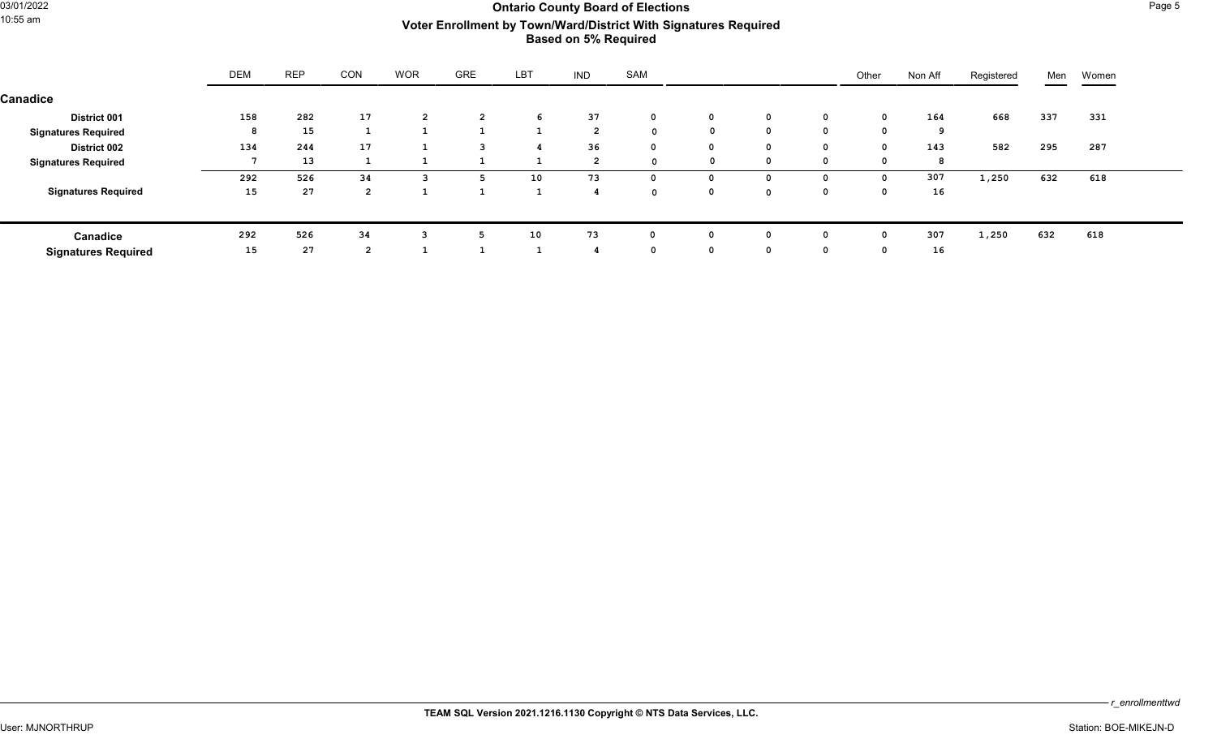# Ontario County Board of Elections

## Voter Enrollment by Town/Ward/District With Signatures Required

### Based on 5% Required

| | DEM | REP | CON | WOR | GRE | LBT | IND | SAM | | | | Other | Non Aff | Registered | Men | Women |
|---|---|---|---|---|---|---|---|---|---|---|---|---|---|---|---|---|
| **Canadice** | | | | | | | | | | | | | | | | |
| **District 001** | 158 | 282 | 17 | 2 | 2 | 6 | 37 | 0 | 0 | 0 | 0 | 0 | 164 | 668 | 337 | 331 |
| **Signatures Required** | 8 | 15 | 1 | 1 | 1 | 1 | 2 | 0 | 0 | 0 | 0 | 0 | 9 | | | |
| **District 002** | 134 | 244 | 17 | 1 | 3 | 4 | 36 | 0 | 0 | 0 | 0 | 0 | 143 | 582 | 295 | 287 |
| **Signatures Required** | 7 | 13 | 1 | 1 | 1 | 1 | 2 | 0 | 0 | 0 | 0 | 0 | 8 | | | |
| | 292 | 526 | 34 | 3 | 5 | 10 | 73 | 0 | 0 | 0 | 0 | 0 | 307 | 1,250 | 632 | 618 |
| **Signatures Required** | 15 | 27 | 2 | 1 | 1 | 1 | 4 | 0 | 0 | 0 | 0 | 0 | 16 | | | |
| **Canadice** | 292 | 526 | 34 | 3 | 5 | 10 | 73 | 0 | 0 | 0 | 0 | 0 | 307 | 1,250 | 632 | 618 |
| **Signatures Required** | 15 | 27 | 2 | 1 | 1 | 1 | 4 | 0 | 0 | 0 | 0 | 0 | 16 | | | |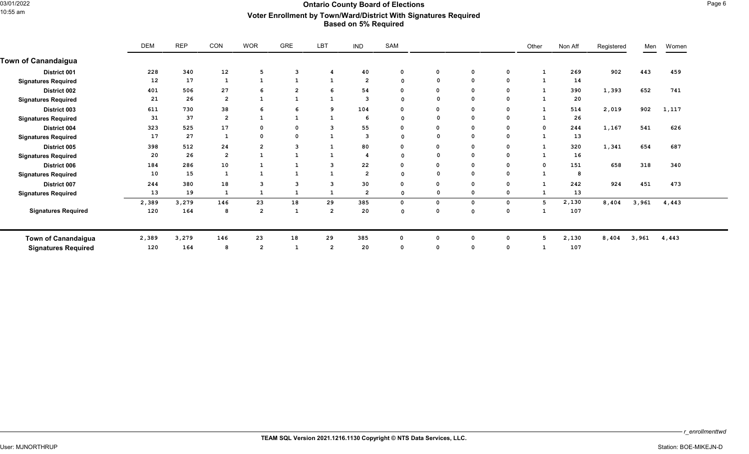# Ontario County Board of Elections

## Voter Enrollment by Town/Ward/District With Signatures Required

### Based on 5% Required

| | DEM | REP | CON | WOR | GRE | LBT | IND | SAM | | | | Other | Non Aff | Registered | Men | Women |
|---|---|---|---|---|---|---|---|---|---|---|---|---|---|---|---|---|
| **Town of Canandaigua** | | | | | | | | | | | | | | | | |
| **District 001** | 228 | 340 | 12 | 5 | 3 | 4 | 40 | 0 | 0 | 0 | 0 | 1 | 269 | 902 | 443 | 459 |
| **Signatures Required** | 12 | 17 | 1 | 1 | 1 | 1 | 2 | 0 | 0 | 0 | 0 | 1 | 14 | | | |
| **District 002** | 401 | 506 | 27 | 6 | 2 | 6 | 54 | 0 | 0 | 0 | 0 | 1 | 390 | 1,393 | 652 | 741 |
| **Signatures Required** | 21 | 26 | 2 | 1 | 1 | 1 | 3 | 0 | 0 | 0 | 0 | 1 | 20 | | | |
| **District 003** | 611 | 730 | 38 | 6 | 6 | 9 | 104 | 0 | 0 | 0 | 0 | 1 | 514 | 2,019 | 902 | 1,117 |
| **Signatures Required** | 31 | 37 | 2 | 1 | 1 | 1 | 6 | 0 | 0 | 0 | 0 | 1 | 26 | | | |
| **District 004** | 323 | 525 | 17 | 0 | 0 | 3 | 55 | 0 | 0 | 0 | 0 | 0 | 244 | 1,167 | 541 | 626 |
| **Signatures Required** | 17 | 27 | 1 | 0 | 0 | 1 | 3 | 0 | 0 | 0 | 0 | 1 | 13 | | | |
| **District 005** | 398 | 512 | 24 | 2 | 3 | 1 | 80 | 0 | 0 | 0 | 0 | 1 | 320 | 1,341 | 654 | 687 |
| **Signatures Required** | 20 | 26 | 2 | 1 | 1 | 1 | 4 | 0 | 0 | 0 | 0 | 1 | 16 | | | |
| **District 006** | 184 | 286 | 10 | 1 | 1 | 3 | 22 | 0 | 0 | 0 | 0 | 0 | 151 | 658 | 318 | 340 |
| **Signatures Required** | 10 | 15 | 1 | 1 | 1 | 1 | 2 | 0 | 0 | 0 | 0 | 1 | 8 | | | |
| **District 007** | 244 | 380 | 18 | 3 | 3 | 3 | 30 | 0 | 0 | 0 | 0 | 1 | 242 | 924 | 451 | 473 |
| **Signatures Required** | 13 | 19 | 1 | 1 | 1 | 1 | 2 | 0 | 0 | 0 | 0 | 1 | 13 | | | |
| | 2,389 | 3,279 | 146 | 23 | 18 | 29 | 385 | 0 | 0 | 0 | 0 | 5 | 2,130 | 8,404 | 3,961 | 4,443 |
| **Signatures Required** | 120 | 164 | 8 | 2 | 1 | 2 | 20 | 0 | 0 | 0 | 0 | 1 | 107 | | | |
| **Town of Canandaigua** | 2,389 | 3,279 | 146 | 23 | 18 | 29 | 385 | 0 | 0 | 0 | 0 | 5 | 2,130 | 8,404 | 3,961 | 4,443 |
| **Signatures Required** | 120 | 164 | 8 | 2 | 1 | 2 | 20 | 0 | 0 | 0 | 0 | 1 | 107 | | | |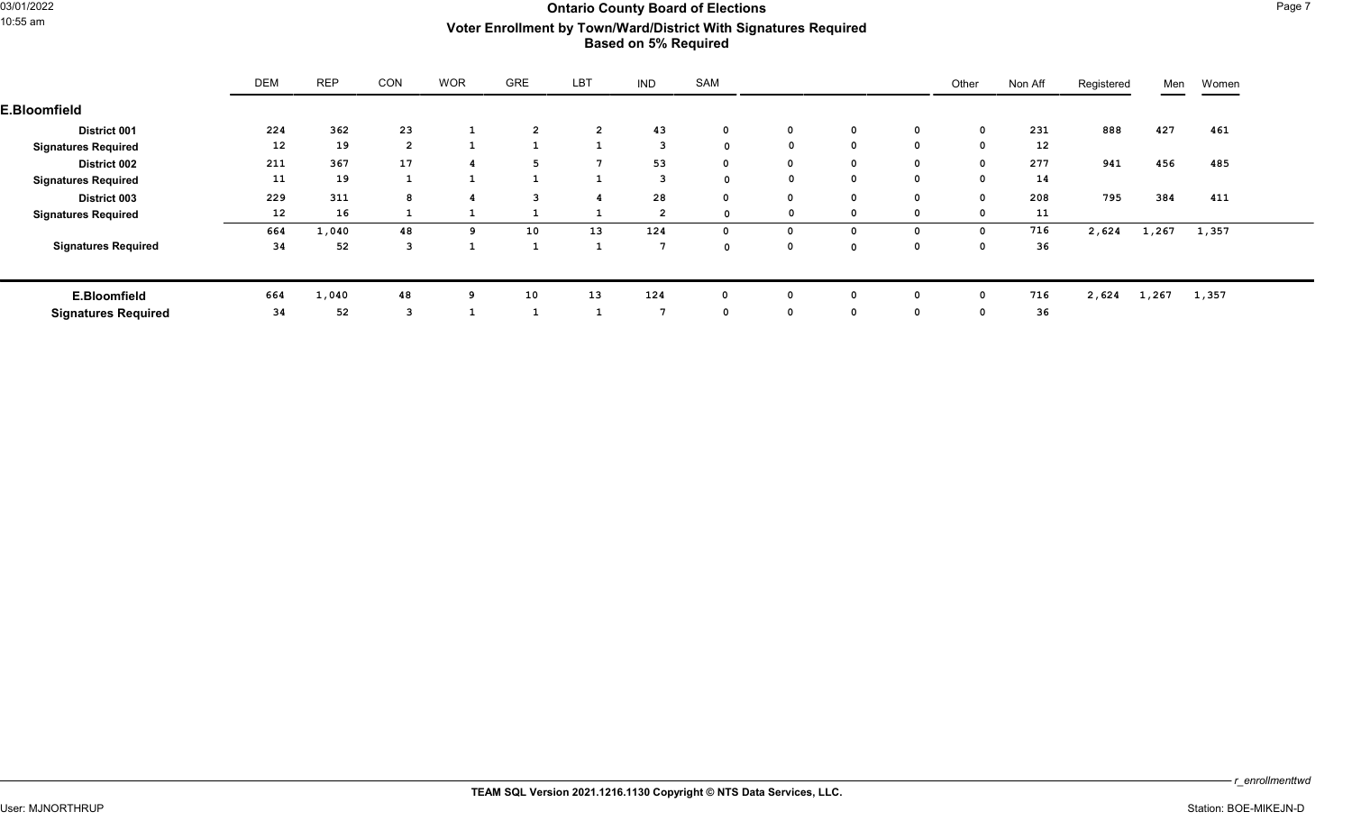# Ontario County Board of Elections

## Voter Enrollment by Town/Ward/District With Signatures Required

### Based on 5% Required

| | DEM | REP | CON | WOR | GRE | LBT | IND | SAM | | | | Other | Non Aff | Registered | Men | Women |
|---|---|---|---|---|---|---|---|---|---|---|---|---|---|---|---|---|
| **E.Bloomfield** | | | | | | | | | | | | | | | | |
| **District 001** | 224 | 362 | 23 | 1 | 2 | 2 | 43 | 0 | 0 | 0 | 0 | 0 | 231 | 888 | 427 | 461 |
| **Signatures Required** | 12 | 19 | 2 | 1 | 1 | 1 | 3 | 0 | 0 | 0 | 0 | 0 | 12 | | | |
| **District 002** | 211 | 367 | 17 | 4 | 5 | 7 | 53 | 0 | 0 | 0 | 0 | 0 | 277 | 941 | 456 | 485 |
| **Signatures Required** | 11 | 19 | 1 | 1 | 1 | 1 | 3 | 0 | 0 | 0 | 0 | 0 | 14 | | | |
| **District 003** | 229 | 311 | 8 | 4 | 3 | 4 | 28 | 0 | 0 | 0 | 0 | 0 | 208 | 795 | 384 | 411 |
| **Signatures Required** | 12 | 16 | 1 | 1 | 1 | 1 | 2 | 0 | 0 | 0 | 0 | 0 | 11 | | | |
| | 664 | 1,040 | 48 | 9 | 10 | 13 | 124 | 0 | 0 | 0 | 0 | 0 | 716 | 2,624 | 1,267 | 1,357 |
| **Signatures Required** | 34 | 52 | 3 | 1 | 1 | 1 | 7 | 0 | 0 | 0 | 0 | 0 | 36 | | | |
| **E.Bloomfield** | 664 | 1,040 | 48 | 9 | 10 | 13 | 124 | 0 | 0 | 0 | 0 | 0 | 716 | 2,624 | 1,267 | 1,357 |
| **Signatures Required** | 34 | 52 | 3 | 1 | 1 | 1 | 7 | 0 | 0 | 0 | 0 | 0 | 36 | | | |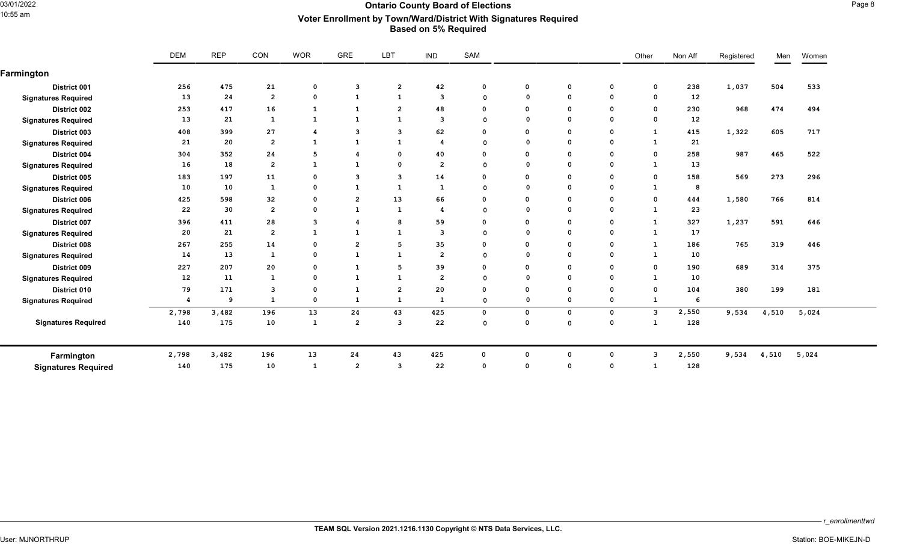# Ontario County Board of Elections

## Voter Enrollment by Town/Ward/District With Signatures Required

### Based on 5% Required

| | DEM | REP | CON | WOR | GRE | LBT | IND | SAM | | | | Other | Non Aff | Registered | Men | Women |
|---|---|---|---|---|---|---|---|---|---|---|---|---|---|---|---|---|
| **Farmington** | | | | | | | | | | | | | | | | |
| **District 001** | 256 | 475 | 21 | 0 | 3 | 2 | 42 | 0 | 0 | 0 | 0 | 0 | 238 | 1,037 | 504 | 533 |
| **Signatures Required** | 13 | 24 | 2 | 0 | 1 | 1 | 3 | 0 | 0 | 0 | 0 | 0 | 12 | | | |
| **District 002** | 253 | 417 | 16 | 1 | 1 | 2 | 48 | 0 | 0 | 0 | 0 | 0 | 230 | 968 | 474 | 494 |
| **Signatures Required** | 13 | 21 | 1 | 1 | 1 | 1 | 3 | 0 | 0 | 0 | 0 | 0 | 12 | | | |
| **District 003** | 408 | 399 | 27 | 4 | 3 | 3 | 62 | 0 | 0 | 0 | 0 | 1 | 415 | 1,322 | 605 | 717 |
| **Signatures Required** | 21 | 20 | 2 | 1 | 1 | 1 | 4 | 0 | 0 | 0 | 0 | 1 | 21 | | | |
| **District 004** | 304 | 352 | 24 | 5 | 4 | 0 | 40 | 0 | 0 | 0 | 0 | 0 | 258 | 987 | 465 | 522 |
| **Signatures Required** | 16 | 18 | 2 | 1 | 1 | 0 | 2 | 0 | 0 | 0 | 0 | 1 | 13 | | | |
| **District 005** | 183 | 197 | 11 | 0 | 3 | 3 | 14 | 0 | 0 | 0 | 0 | 0 | 158 | 569 | 273 | 296 |
| **Signatures Required** | 10 | 10 | 1 | 0 | 1 | 1 | 1 | 0 | 0 | 0 | 0 | 1 | 8 | | | |
| **District 006** | 425 | 598 | 32 | 0 | 2 | 13 | 66 | 0 | 0 | 0 | 0 | 0 | 444 | 1,580 | 766 | 814 |
| **Signatures Required** | 22 | 30 | 2 | 0 | 1 | 1 | 4 | 0 | 0 | 0 | 0 | 1 | 23 | | | |
| **District 007** | 396 | 411 | 28 | 3 | 4 | 8 | 59 | 0 | 0 | 0 | 0 | 1 | 327 | 1,237 | 591 | 646 |
| **Signatures Required** | 20 | 21 | 2 | 1 | 1 | 1 | 3 | 0 | 0 | 0 | 0 | 1 | 17 | | | |
| **District 008** | 267 | 255 | 14 | 0 | 2 | 5 | 35 | 0 | 0 | 0 | 0 | 1 | 186 | 765 | 319 | 446 |
| **Signatures Required** | 14 | 13 | 1 | 0 | 1 | 1 | 2 | 0 | 0 | 0 | 0 | 1 | 10 | | | |
| **District 009** | 227 | 207 | 20 | 0 | 1 | 5 | 39 | 0 | 0 | 0 | 0 | 0 | 190 | 689 | 314 | 375 |
| **Signatures Required** | 12 | 11 | 1 | 0 | 1 | 1 | 2 | 0 | 0 | 0 | 0 | 1 | 10 | | | |
| **District 010** | 79 | 171 | 3 | 0 | 1 | 2 | 20 | 0 | 0 | 0 | 0 | 0 | 104 | 380 | 199 | 181 |
| **Signatures Required** | 4 | 9 | 1 | 0 | 1 | 1 | 1 | 0 | 0 | 0 | 0 | 1 | 6 | | | |
| | 2,798 | 3,482 | 196 | 13 | 24 | 43 | 425 | 0 | 0 | 0 | 0 | 3 | 2,550 | 9,534 | 4,510 | 5,024 |
| **Signatures Required** | 140 | 175 | 10 | 1 | 2 | 3 | 22 | 0 | 0 | 0 | 0 | 1 | 128 | | | |
| **Farmington** | 2,798 | 3,482 | 196 | 13 | 24 | 43 | 425 | 0 | 0 | 0 | 0 | 3 | 2,550 | 9,534 | 4,510 | 5,024 |
| **Signatures Required** | 140 | 175 | 10 | 1 | 2 | 3 | 22 | 0 | 0 | 0 | 0 | 1 | 128 | | | |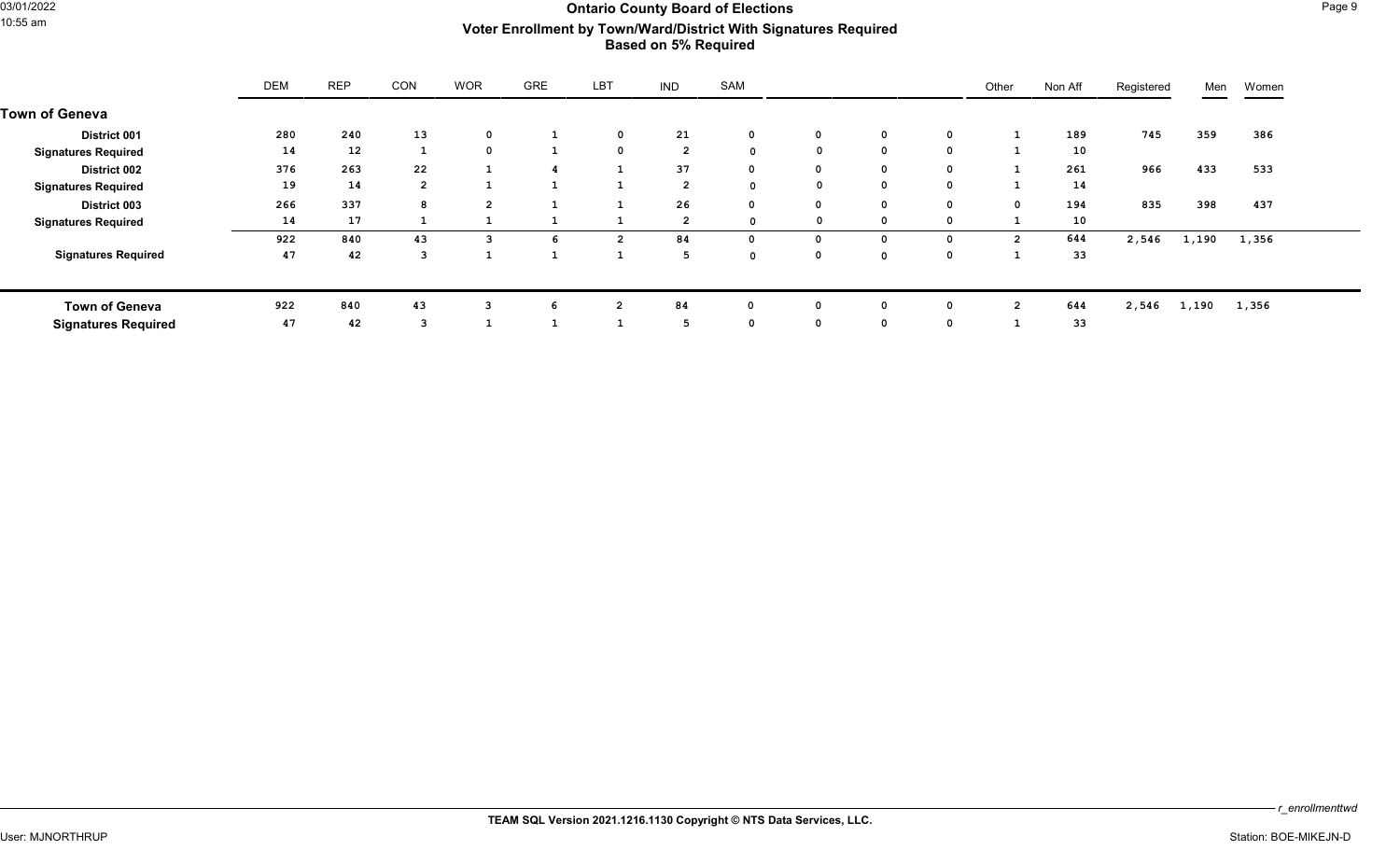# Ontario County Board of Elections

## Voter Enrollment by Town/Ward/District With Signatures Required

### Based on 5% Required

| | DEM | REP | CON | WOR | GRE | LBT | IND | SAM | | | | Other | Non Aff | Registered | Men | Women |
|---|---|---|---|---|---|---|---|---|---|---|---|---|---|---|---|---|
| **Town of Geneva** | | | | | | | | | | | | | | | | |
| **District 001** | 280 | 240 | 13 | 0 | 1 | 0 | 21 | 0 | 0 | 0 | 0 | 1 | 189 | 745 | 359 | 386 |
| **Signatures Required** | 14 | 12 | 1 | 0 | 1 | 0 | 2 | 0 | 0 | 0 | 0 | 1 | 10 | | | |
| **District 002** | 376 | 263 | 22 | 1 | 4 | 1 | 37 | 0 | 0 | 0 | 0 | 1 | 261 | 966 | 433 | 533 |
| **Signatures Required** | 19 | 14 | 2 | 1 | 1 | 1 | 2 | 0 | 0 | 0 | 0 | 1 | 14 | | | |
| **District 003** | 266 | 337 | 8 | 2 | 1 | 1 | 26 | 0 | 0 | 0 | 0 | 0 | 194 | 835 | 398 | 437 |
| **Signatures Required** | 14 | 17 | 1 | 1 | 1 | 1 | 2 | 0 | 0 | 0 | 0 | 1 | 10 | | | |
| | 922 | 840 | 43 | 3 | 6 | 2 | 84 | 0 | 0 | 0 | 0 | 2 | 644 | 2,546 | 1,190 | 1,356 |
| **Signatures Required** | 47 | 42 | 3 | 1 | 1 | 1 | 5 | 0 | 0 | 0 | 0 | 1 | 33 | | | |
| **Town of Geneva** | 922 | 840 | 43 | 3 | 6 | 2 | 84 | 0 | 0 | 0 | 0 | 2 | 644 | 2,546 | 1,190 | 1,356 |
| **Signatures Required** | 47 | 42 | 3 | 1 | 1 | 1 | 5 | 0 | 0 | 0 | 0 | 1 | 33 | | | |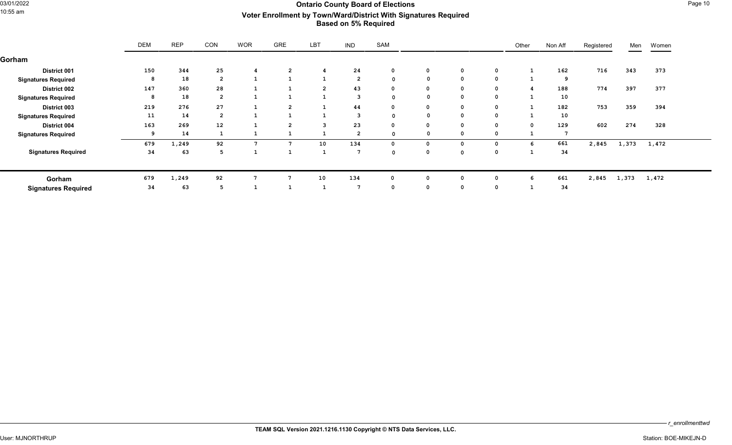# Ontario County Board of Elections

## Voter Enrollment by Town/Ward/District With Signatures Required

### Based on 5% Required

| | DEM | REP | CON | WOR | GRE | LBT | IND | SAM | | | | Other | Non Aff | Registered | Men | Women |
|---|---|---|---|---|---|---|---|---|---|---|---|---|---|---|---|---|
| **Gorham** | | | | | | | | | | | | | | | | |
| **District 001** | 150 | 344 | 25 | 4 | 2 | 4 | 24 | 0 | 0 | 0 | 0 | 1 | 162 | 716 | 343 | 373 |
| **Signatures Required** | 8 | 18 | 2 | 1 | 1 | 1 | 2 | 0 | 0 | 0 | 0 | 1 | 9 | | | |
| **District 002** | 147 | 360 | 28 | 1 | 1 | 2 | 43 | 0 | 0 | 0 | 0 | 4 | 188 | 774 | 397 | 377 |
| **Signatures Required** | 8 | 18 | 2 | 1 | 1 | 1 | 3 | 0 | 0 | 0 | 0 | 1 | 10 | | | |
| **District 003** | 219 | 276 | 27 | 1 | 2 | 1 | 44 | 0 | 0 | 0 | 0 | 1 | 182 | 753 | 359 | 394 |
| **Signatures Required** | 11 | 14 | 2 | 1 | 1 | 1 | 3 | 0 | 0 | 0 | 0 | 1 | 10 | | | |
| **District 004** | 163 | 269 | 12 | 1 | 2 | 3 | 23 | 0 | 0 | 0 | 0 | 0 | 129 | 602 | 274 | 328 |
| **Signatures Required** | 9 | 14 | 1 | 1 | 1 | 1 | 2 | 0 | 0 | 0 | 0 | 1 | 7 | | | |
| | 679 | 1,249 | 92 | 7 | 7 | 10 | 134 | 0 | 0 | 0 | 0 | 6 | 661 | 2,845 | 1,373 | 1,472 |
| **Signatures Required** | 34 | 63 | 5 | 1 | 1 | 1 | 7 | 0 | 0 | 0 | 0 | 1 | 34 | | | |
| **Gorham** | 679 | 1,249 | 92 | 7 | 7 | 10 | 134 | 0 | 0 | 0 | 0 | 6 | 661 | 2,845 | 1,373 | 1,472 |
| **Signatures Required** | 34 | 63 | 5 | 1 | 1 | 1 | 7 | 0 | 0 | 0 | 0 | 1 | 34 | | | |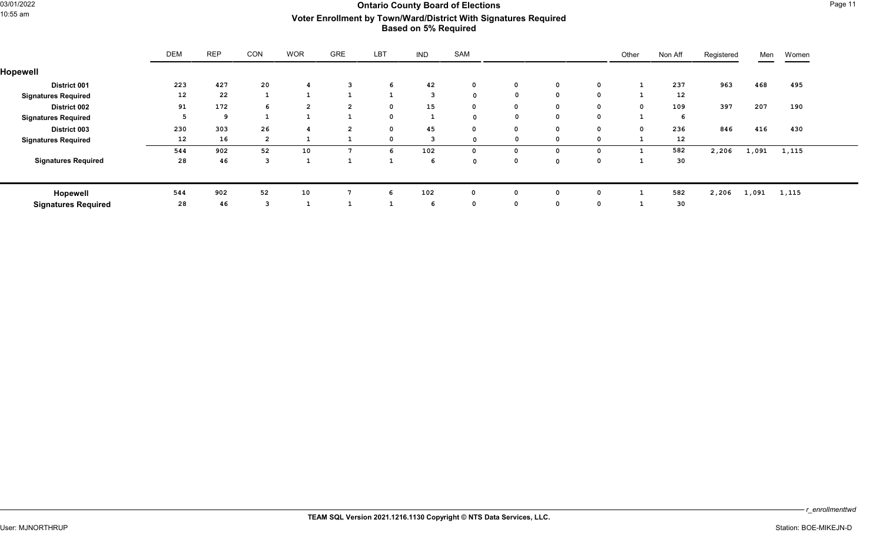# Ontario County Board of Elections

## Voter Enrollment by Town/Ward/District With Signatures Required

### Based on 5% Required

| | DEM | REP | CON | WOR | GRE | LBT | IND | SAM | | | | Other | Non Aff | Registered | Men | Women |
|---|---|---|---|---|---|---|---|---|---|---|---|---|---|---|---|---|
| **Hopewell** | | | | | | | | | | | | | | | | |
| **District 001** | 223 | 427 | 20 | 4 | 3 | 6 | 42 | 0 | 0 | 0 | 0 | 1 | 237 | 963 | 468 | 495 |
| **Signatures Required** | 12 | 22 | 1 | 1 | 1 | 1 | 3 | 0 | 0 | 0 | 0 | 1 | 12 | | | |
| **District 002** | 91 | 172 | 6 | 2 | 2 | 0 | 15 | 0 | 0 | 0 | 0 | 0 | 109 | 397 | 207 | 190 |
| **Signatures Required** | 5 | 9 | 1 | 1 | 1 | 0 | 1 | 0 | 0 | 0 | 0 | 1 | 6 | | | |
| **District 003** | 230 | 303 | 26 | 4 | 2 | 0 | 45 | 0 | 0 | 0 | 0 | 0 | 236 | 846 | 416 | 430 |
| **Signatures Required** | 12 | 16 | 2 | 1 | 1 | 0 | 3 | 0 | 0 | 0 | 0 | 1 | 12 | | | |
| | 544 | 902 | 52 | 10 | 7 | 6 | 102 | 0 | 0 | 0 | 0 | 1 | 582 | 2,206 | 1,091 | 1,115 |
| **Signatures Required** | 28 | 46 | 3 | 1 | 1 | 1 | 6 | 0 | 0 | 0 | 0 | 1 | 30 | | | |
| **Hopewell** | 544 | 902 | 52 | 10 | 7 | 6 | 102 | 0 | 0 | 0 | 0 | 1 | 582 | 2,206 | 1,091 | 1,115 |
| **Signatures Required** | 28 | 46 | 3 | 1 | 1 | 1 | 6 | 0 | 0 | 0 | 0 | 1 | 30 | | | |

TEAM SQL Version 2021.1216.1130 Copyright © NTS Data Services, LLC.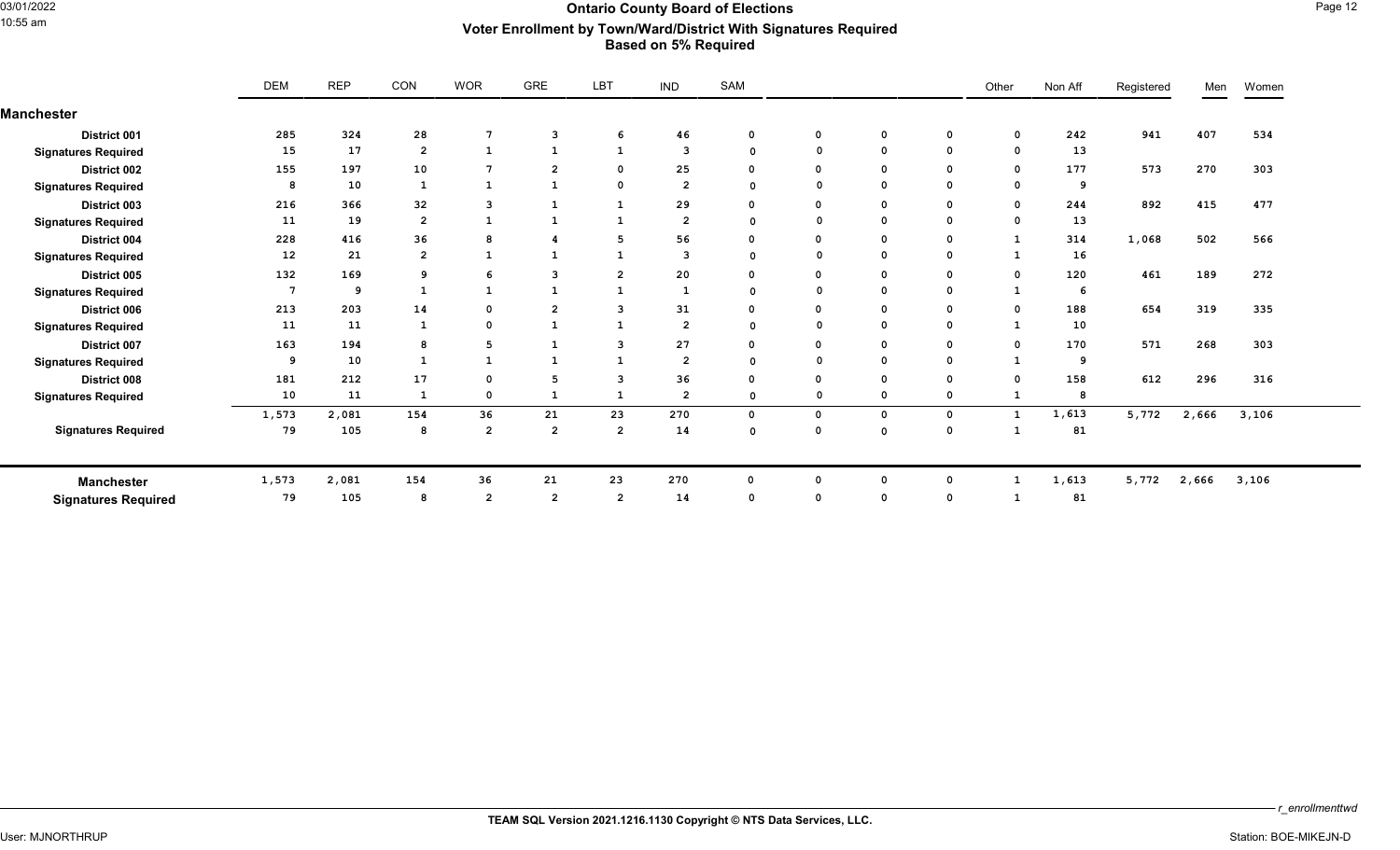# Ontario County Board of Elections

## Voter Enrollment by Town/Ward/District With Signatures Required

### Based on 5% Required

| | DEM | REP | CON | WOR | GRE | LBT | IND | SAM | | | | Other | Non Aff | Registered | Men | Women |
|---|---|---|---|---|---|---|---|---|---|---|---|---|---|---|---|---|
| **Manchester** | | | | | | | | | | | | | | | | |
| District 001 | 285 | 324 | 28 | 7 | 3 | 6 | 46 | 0 | 0 | 0 | 0 | 0 | 242 | 941 | 407 | 534 |
| Signatures Required | 15 | 17 | 2 | 1 | 1 | 1 | 3 | 0 | 0 | 0 | 0 | 0 | 13 | | | |
| District 002 | 155 | 197 | 10 | 7 | 2 | 0 | 25 | 0 | 0 | 0 | 0 | 0 | 177 | 573 | 270 | 303 |
| Signatures Required | 8 | 10 | 1 | 1 | 1 | 0 | 2 | 0 | 0 | 0 | 0 | 0 | 9 | | | |
| District 003 | 216 | 366 | 32 | 3 | 1 | 1 | 29 | 0 | 0 | 0 | 0 | 0 | 244 | 892 | 415 | 477 |
| Signatures Required | 11 | 19 | 2 | 1 | 1 | 1 | 2 | 0 | 0 | 0 | 0 | 0 | 13 | | | |
| District 004 | 228 | 416 | 36 | 8 | 4 | 5 | 56 | 0 | 0 | 0 | 0 | 1 | 314 | 1,068 | 502 | 566 |
| Signatures Required | 12 | 21 | 2 | 1 | 1 | 1 | 3 | 0 | 0 | 0 | 0 | 1 | 16 | | | |
| District 005 | 132 | 169 | 9 | 6 | 3 | 2 | 20 | 0 | 0 | 0 | 0 | 0 | 120 | 461 | 189 | 272 |
| Signatures Required | 7 | 9 | 1 | 1 | 1 | 1 | 1 | 0 | 0 | 0 | 0 | 1 | 6 | | | |
| District 006 | 213 | 203 | 14 | 0 | 2 | 3 | 31 | 0 | 0 | 0 | 0 | 0 | 188 | 654 | 319 | 335 |
| Signatures Required | 11 | 11 | 1 | 0 | 1 | 1 | 2 | 0 | 0 | 0 | 0 | 1 | 10 | | | |
| District 007 | 163 | 194 | 8 | 5 | 1 | 3 | 27 | 0 | 0 | 0 | 0 | 0 | 170 | 571 | 268 | 303 |
| Signatures Required | 9 | 10 | 1 | 1 | 1 | 1 | 2 | 0 | 0 | 0 | 0 | 1 | 9 | | | |
| District 008 | 181 | 212 | 17 | 0 | 5 | 3 | 36 | 0 | 0 | 0 | 0 | 0 | 158 | 612 | 296 | 316 |
| Signatures Required | 10 | 11 | 1 | 0 | 1 | 1 | 2 | 0 | 0 | 0 | 0 | 1 | 8 | | | |
| | 1,573 | 2,081 | 154 | 36 | 21 | 23 | 270 | 0 | 0 | 0 | 0 | 1 | 1,613 | 5,772 | 2,666 | 3,106 |
| Signatures Required | 79 | 105 | 8 | 2 | 2 | 2 | 14 | 0 | 0 | 0 | 0 | 1 | 81 | | | |
| **Manchester** | 1,573 | 2,081 | 154 | 36 | 21 | 23 | 270 | 0 | 0 | 0 | 0 | 1 | 1,613 | 5,772 | 2,666 | 3,106 |
| **Signatures Required** | 79 | 105 | 8 | 2 | 2 | 2 | 14 | 0 | 0 | 0 | 0 | 1 | 81 | | | |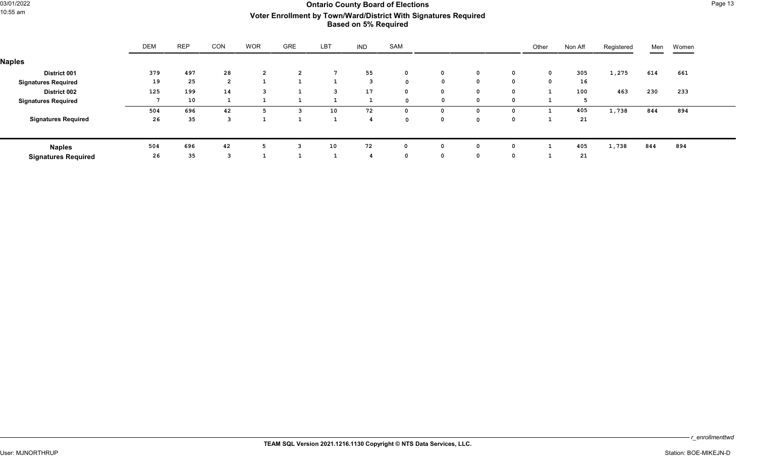# Ontario County Board of Elections

## Voter Enrollment by Town/Ward/District With Signatures Required

### Based on 5% Required

| | DEM | REP | CON | WOR | GRE | LBT | IND | SAM | | | | Other | Non Aff | Registered | Men | Women |
|---|---|---|---|---|---|---|---|---|---|---|---|---|---|---|---|---|
| **Naples** | | | | | | | | | | | | | | | | |
| **District 001** | 379 | 497 | 28 | 2 | 2 | 7 | 55 | 0 | 0 | 0 | 0 | 0 | 305 | 1,275 | 614 | 661 |
| **Signatures Required** | 19 | 25 | 2 | 1 | 1 | 1 | 3 | 0 | 0 | 0 | 0 | 0 | 16 | | | |
| **District 002** | 125 | 199 | 14 | 3 | 1 | 3 | 17 | 0 | 0 | 0 | 0 | 1 | 100 | 463 | 230 | 233 |
| **Signatures Required** | 7 | 10 | 1 | 1 | 1 | 1 | 1 | 0 | 0 | 0 | 0 | 1 | 5 | | | |
| | 504 | 696 | 42 | 5 | 3 | 10 | 72 | 0 | 0 | 0 | 0 | 1 | 405 | 1,738 | 844 | 894 |
| **Signatures Required** | 26 | 35 | 3 | 1 | 1 | 1 | 4 | 0 | 0 | 0 | 0 | 1 | 21 | | | |
| **Naples** | 504 | 696 | 42 | 5 | 3 | 10 | 72 | 0 | 0 | 0 | 0 | 1 | 405 | 1,738 | 844 | 894 |
| **Signatures Required** | 26 | 35 | 3 | 1 | 1 | 1 | 4 | 0 | 0 | 0 | 0 | 1 | 21 | | | |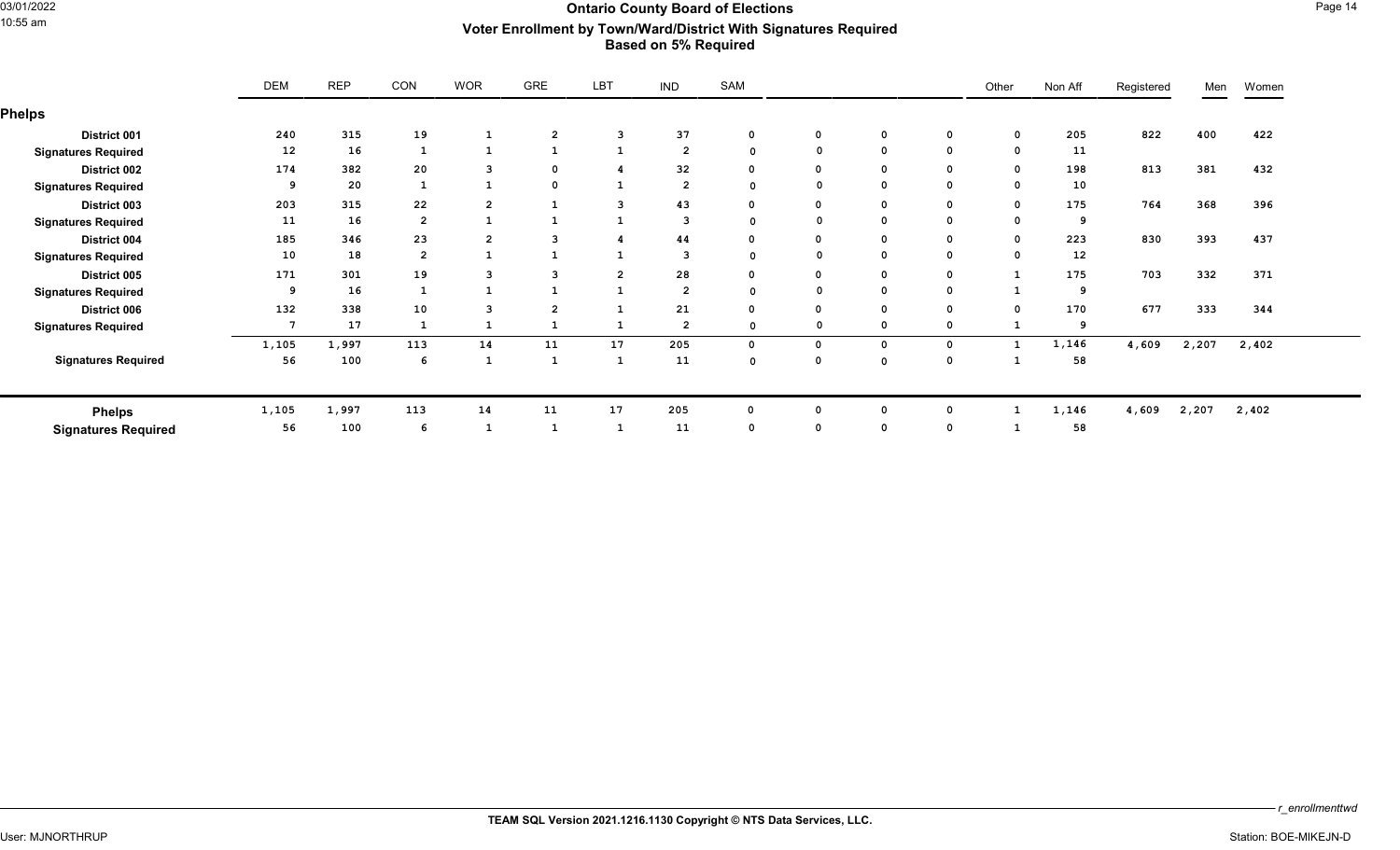# Ontario County Board of Elections

## Voter Enrollment by Town/Ward/District With Signatures Required

### Based on 5% Required

| | DEM | REP | CON | WOR | GRE | LBT | IND | SAM | | | | Other | Non Aff | Registered | Men | Women |
|---|---|---|---|---|---|---|---|---|---|---|---|---|---|---|---|---|
| **Phelps** | | | | | | | | | | | | | | | | |
| **District 001** | 240 | 315 | 19 | 1 | 2 | 3 | 37 | 0 | 0 | 0 | 0 | 0 | 205 | 822 | 400 | 422 |
| **Signatures Required** | 12 | 16 | 1 | 1 | 1 | 1 | 2 | 0 | 0 | 0 | 0 | 0 | 11 | | | |
| **District 002** | 174 | 382 | 20 | 3 | 0 | 4 | 32 | 0 | 0 | 0 | 0 | 0 | 198 | 813 | 381 | 432 |
| **Signatures Required** | 9 | 20 | 1 | 1 | 0 | 1 | 2 | 0 | 0 | 0 | 0 | 0 | 10 | | | |
| **District 003** | 203 | 315 | 22 | 2 | 1 | 3 | 43 | 0 | 0 | 0 | 0 | 0 | 175 | 764 | 368 | 396 |
| **Signatures Required** | 11 | 16 | 2 | 1 | 1 | 1 | 3 | 0 | 0 | 0 | 0 | 0 | 9 | | | |
| **District 004** | 185 | 346 | 23 | 2 | 3 | 4 | 44 | 0 | 0 | 0 | 0 | 0 | 223 | 830 | 393 | 437 |
| **Signatures Required** | 10 | 18 | 2 | 1 | 1 | 1 | 3 | 0 | 0 | 0 | 0 | 0 | 12 | | | |
| **District 005** | 171 | 301 | 19 | 3 | 3 | 2 | 28 | 0 | 0 | 0 | 0 | 1 | 175 | 703 | 332 | 371 |
| **Signatures Required** | 9 | 16 | 1 | 1 | 1 | 1 | 2 | 0 | 0 | 0 | 0 | 1 | 9 | | | |
| **District 006** | 132 | 338 | 10 | 3 | 2 | 1 | 21 | 0 | 0 | 0 | 0 | 0 | 170 | 677 | 333 | 344 |
| **Signatures Required** | 7 | 17 | 1 | 1 | 1 | 1 | 2 | 0 | 0 | 0 | 0 | 1 | 9 | | | |
| | 1,105 | 1,997 | 113 | 14 | 11 | 17 | 205 | 0 | 0 | 0 | 0 | 1 | 1,146 | 4,609 | 2,207 | 2,402 |
| **Signatures Required** | 56 | 100 | 6 | 1 | 1 | 1 | 11 | 0 | 0 | 0 | 0 | 1 | 58 | | | |
| **Phelps** | 1,105 | 1,997 | 113 | 14 | 11 | 17 | 205 | 0 | 0 | 0 | 0 | 1 | 1,146 | 4,609 | 2,207 | 2,402 |
| **Signatures Required** | 56 | 100 | 6 | 1 | 1 | 1 | 11 | 0 | 0 | 0 | 0 | 1 | 58 | | | |

*r_enrollmenttwd*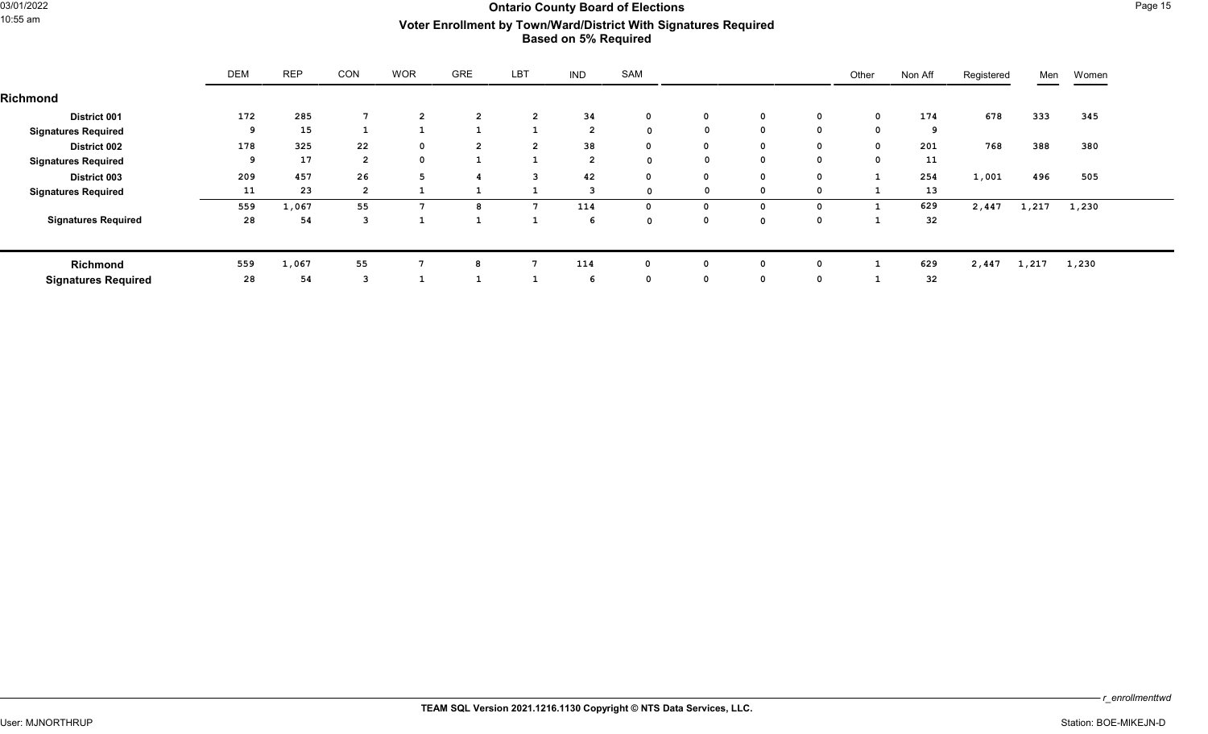# Ontario County Board of Elections

## Voter Enrollment by Town/Ward/District With Signatures Required

### Based on 5% Required

| | DEM | REP | CON | WOR | GRE | LBT | IND | SAM | | | | Other | Non Aff | Registered | Men | Women |
|---|---|---|---|---|---|---|---|---|---|---|---|---|---|---|---|---|
| **Richmond** | | | | | | | | | | | | | | | | |
| **District 001** | 172 | 285 | 7 | 2 | 2 | 2 | 34 | 0 | 0 | 0 | 0 | 0 | 174 | 678 | 333 | 345 |
| **Signatures Required** | 9 | 15 | 1 | 1 | 1 | 1 | 2 | 0 | 0 | 0 | 0 | 0 | 9 | | | |
| **District 002** | 178 | 325 | 22 | 0 | 2 | 2 | 38 | 0 | 0 | 0 | 0 | 0 | 201 | 768 | 388 | 380 |
| **Signatures Required** | 9 | 17 | 2 | 0 | 1 | 1 | 2 | 0 | 0 | 0 | 0 | 0 | 11 | | | |
| **District 003** | 209 | 457 | 26 | 5 | 4 | 3 | 42 | 0 | 0 | 0 | 0 | 1 | 254 | 1,001 | 496 | 505 |
| **Signatures Required** | 11 | 23 | 2 | 1 | 1 | 1 | 3 | 0 | 0 | 0 | 0 | 1 | 13 | | | |
| | 559 | 1,067 | 55 | 7 | 8 | 7 | 114 | 0 | 0 | 0 | 0 | 1 | 629 | 2,447 | 1,217 | 1,230 |
| **Signatures Required** | 28 | 54 | 3 | 1 | 1 | 1 | 6 | 0 | 0 | 0 | 0 | 1 | 32 | | | |
| **Richmond** | 559 | 1,067 | 55 | 7 | 8 | 7 | 114 | 0 | 0 | 0 | 0 | 1 | 629 | 2,447 | 1,217 | 1,230 |
| **Signatures Required** | 28 | 54 | 3 | 1 | 1 | 1 | 6 | 0 | 0 | 0 | 0 | 1 | 32 | | | |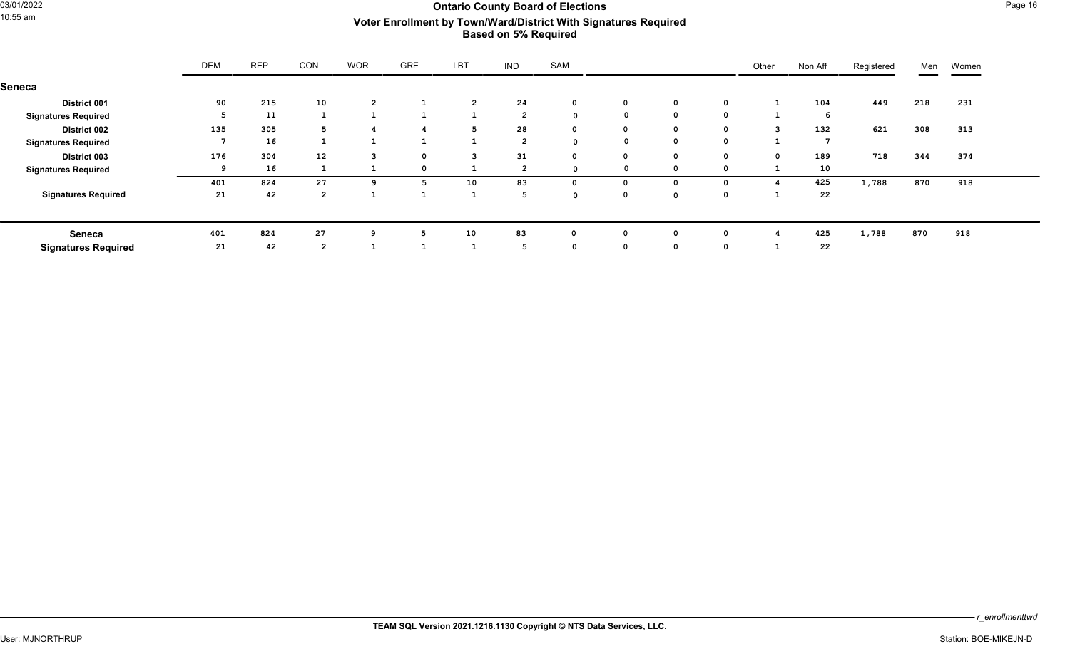# Ontario County Board of Elections

## Voter Enrollment by Town/Ward/District With Signatures Required

### Based on 5% Required

| | DEM | REP | CON | WOR | GRE | LBT | IND | SAM | | | | Other | Non Aff | Registered | Men | Women |
|---|---|---|---|---|---|---|---|---|---|---|---|---|---|---|---|---|
| **Seneca** | | | | | | | | | | | | | | | | |
| **District 001** | 90 | 215 | 10 | 2 | 1 | 2 | 24 | 0 | 0 | 0 | 0 | 1 | 104 | 449 | 218 | 231 |
| **Signatures Required** | 5 | 11 | 1 | 1 | 1 | 1 | 2 | 0 | 0 | 0 | 0 | 1 | 6 | | | |
| **District 002** | 135 | 305 | 5 | 4 | 4 | 5 | 28 | 0 | 0 | 0 | 0 | 3 | 132 | 621 | 308 | 313 |
| **Signatures Required** | 7 | 16 | 1 | 1 | 1 | 1 | 2 | 0 | 0 | 0 | 0 | 1 | 7 | | | |
| **District 003** | 176 | 304 | 12 | 3 | 0 | 3 | 31 | 0 | 0 | 0 | 0 | 0 | 189 | 718 | 344 | 374 |
| **Signatures Required** | 9 | 16 | 1 | 1 | 0 | 1 | 2 | 0 | 0 | 0 | 0 | 1 | 10 | | | |
| | 401 | 824 | 27 | 9 | 5 | 10 | 83 | 0 | 0 | 0 | 0 | 4 | 425 | 1,788 | 870 | 918 |
| **Signatures Required** | 21 | 42 | 2 | 1 | 1 | 1 | 5 | 0 | 0 | 0 | 0 | 1 | 22 | | | |
| **Seneca** | 401 | 824 | 27 | 9 | 5 | 10 | 83 | 0 | 0 | 0 | 0 | 4 | 425 | 1,788 | 870 | 918 |
| **Signatures Required** | 21 | 42 | 2 | 1 | 1 | 1 | 5 | 0 | 0 | 0 | 0 | 1 | 22 | | | |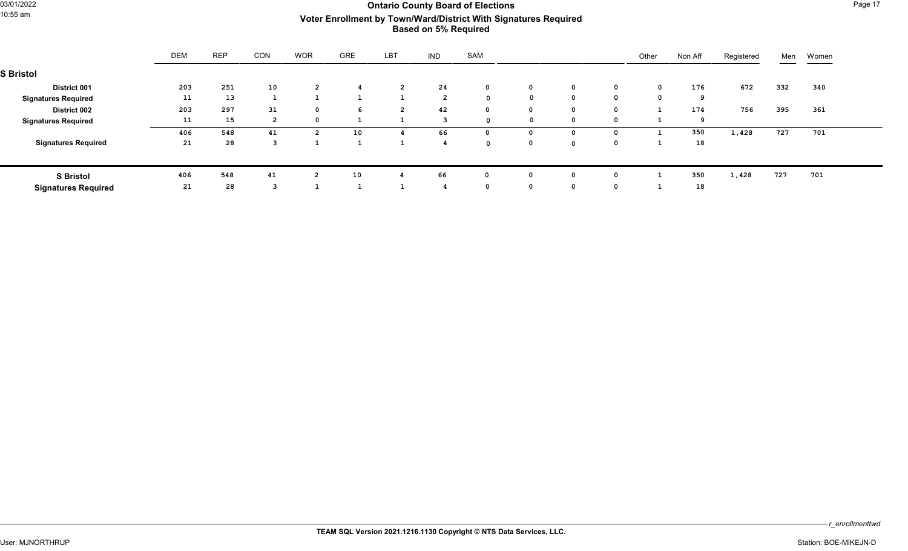# Ontario County Board of Elections

## Voter Enrollment by Town/Ward/District With Signatures Required

### Based on 5% Required

| | DEM | REP | CON | WOR | GRE | LBT | IND | SAM | | | | Other | Non Aff | Registered | Men | Women |
|---|---|---|---|---|---|---|---|---|---|---|---|---|---|---|---|---|
| **S Bristol** | | | | | | | | | | | | | | | | |
| **District 001** | 203 | 251 | 10 | 2 | 4 | 2 | 24 | 0 | 0 | 0 | 0 | 0 | 176 | 672 | 332 | 340 |
| **Signatures Required** | 11 | 13 | 1 | 1 | 1 | 1 | 2 | 0 | 0 | 0 | 0 | 0 | 9 | | | |
| **District 002** | 203 | 297 | 31 | 0 | 6 | 2 | 42 | 0 | 0 | 0 | 0 | 1 | 174 | 756 | 395 | 361 |
| **Signatures Required** | 11 | 15 | 2 | 0 | 1 | 1 | 3 | 0 | 0 | 0 | 0 | 1 | 9 | | | |
| | 406 | 548 | 41 | 2 | 10 | 4 | 66 | 0 | 0 | 0 | 0 | 1 | 350 | 1,428 | 727 | 701 |
| **Signatures Required** | 21 | 28 | 3 | 1 | 1 | 1 | 4 | 0 | 0 | 0 | 0 | 1 | 18 | | | |
| **S Bristol** | 406 | 548 | 41 | 2 | 10 | 4 | 66 | 0 | 0 | 0 | 0 | 1 | 350 | 1,428 | 727 | 701 |
| **Signatures Required** | 21 | 28 | 3 | 1 | 1 | 1 | 4 | 0 | 0 | 0 | 0 | 1 | 18 | | | |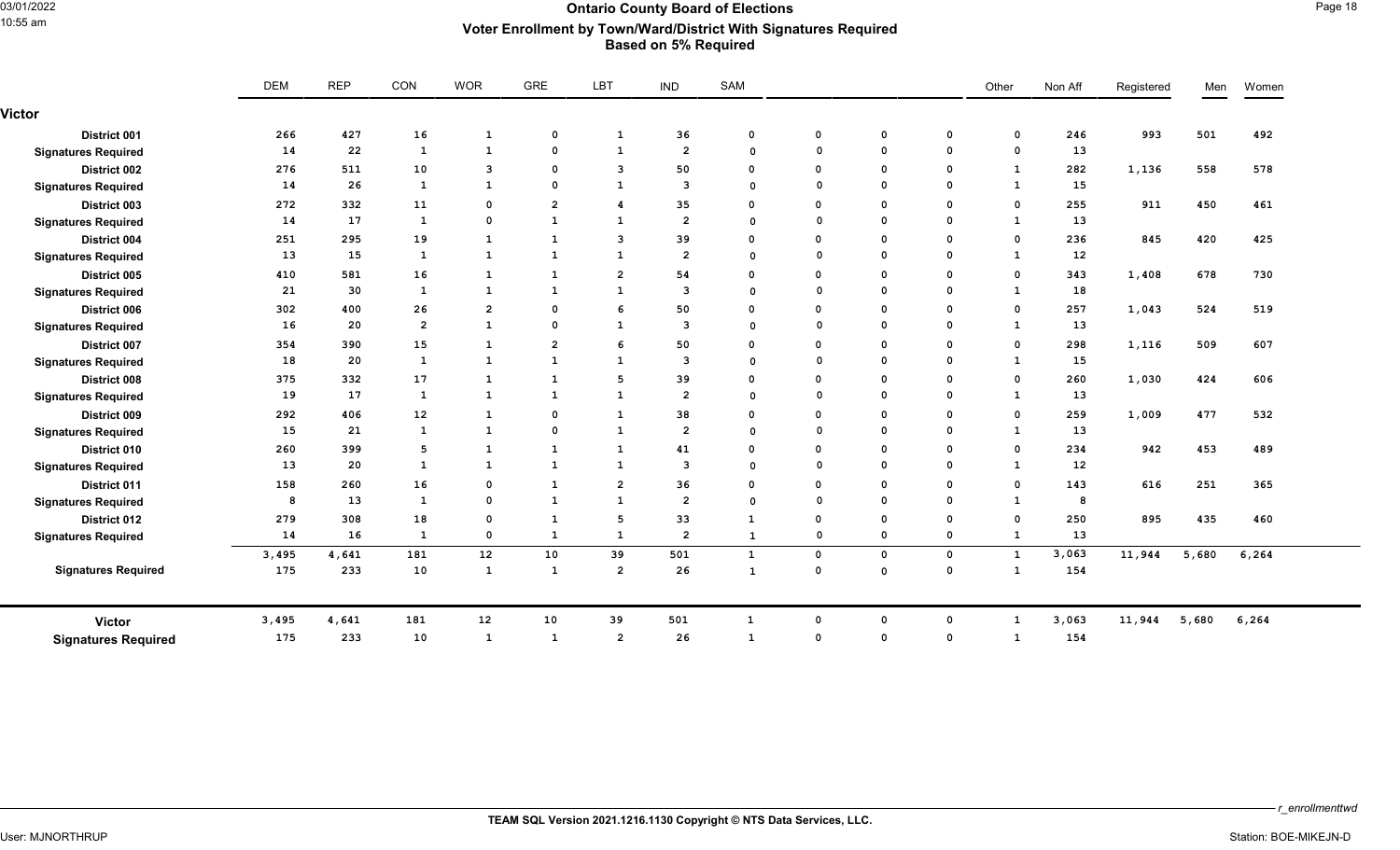# Ontario County Board of Elections

## Voter Enrollment by Town/Ward/District With Signatures Required

### Based on 5% Required

| | DEM | REP | CON | WOR | GRE | LBT | IND | SAM | | | | Other | Non Aff | Registered | Men | Women |
|---|---|---|---|---|---|---|---|---|---|---|---|---|---|---|---|---|
| **Victor** | | | | | | | | | | | | | | | | |
| **District 001** | 266 | 427 | 16 | 1 | 0 | 1 | 36 | 0 | 0 | 0 | 0 | 0 | 246 | 993 | 501 | 492 |
| **Signatures Required** | 14 | 22 | 1 | 1 | 0 | 1 | 2 | 0 | 0 | 0 | 0 | 0 | 13 | | | |
| **District 002** | 276 | 511 | 10 | 3 | 0 | 3 | 50 | 0 | 0 | 0 | 0 | 1 | 282 | 1,136 | 558 | 578 |
| **Signatures Required** | 14 | 26 | 1 | 1 | 0 | 1 | 3 | 0 | 0 | 0 | 0 | 1 | 15 | | | |
| **District 003** | 272 | 332 | 11 | 0 | 2 | 4 | 35 | 0 | 0 | 0 | 0 | 0 | 255 | 911 | 450 | 461 |
| **Signatures Required** | 14 | 17 | 1 | 0 | 1 | 1 | 2 | 0 | 0 | 0 | 0 | 1 | 13 | | | |
| **District 004** | 251 | 295 | 19 | 1 | 1 | 3 | 39 | 0 | 0 | 0 | 0 | 0 | 236 | 845 | 420 | 425 |
| **Signatures Required** | 13 | 15 | 1 | 1 | 1 | 1 | 2 | 0 | 0 | 0 | 0 | 1 | 12 | | | |
| **District 005** | 410 | 581 | 16 | 1 | 1 | 2 | 54 | 0 | 0 | 0 | 0 | 0 | 343 | 1,408 | 678 | 730 |
| **Signatures Required** | 21 | 30 | 1 | 1 | 1 | 1 | 3 | 0 | 0 | 0 | 0 | 1 | 18 | | | |
| **District 006** | 302 | 400 | 26 | 2 | 0 | 6 | 50 | 0 | 0 | 0 | 0 | 0 | 257 | 1,043 | 524 | 519 |
| **Signatures Required** | 16 | 20 | 2 | 1 | 0 | 1 | 3 | 0 | 0 | 0 | 0 | 1 | 13 | | | |
| **District 007** | 354 | 390 | 15 | 1 | 2 | 6 | 50 | 0 | 0 | 0 | 0 | 0 | 298 | 1,116 | 509 | 607 |
| **Signatures Required** | 18 | 20 | 1 | 1 | 1 | 1 | 3 | 0 | 0 | 0 | 0 | 1 | 15 | | | |
| **District 008** | 375 | 332 | 17 | 1 | 1 | 5 | 39 | 0 | 0 | 0 | 0 | 0 | 260 | 1,030 | 424 | 606 |
| **Signatures Required** | 19 | 17 | 1 | 1 | 1 | 1 | 2 | 0 | 0 | 0 | 0 | 1 | 13 | | | |
| **District 009** | 292 | 406 | 12 | 1 | 0 | 1 | 38 | 0 | 0 | 0 | 0 | 0 | 259 | 1,009 | 477 | 532 |
| **Signatures Required** | 15 | 21 | 1 | 1 | 0 | 1 | 2 | 0 | 0 | 0 | 0 | 1 | 13 | | | |
| **District 010** | 260 | 399 | 5 | 1 | 1 | 1 | 41 | 0 | 0 | 0 | 0 | 0 | 234 | 942 | 453 | 489 |
| **Signatures Required** | 13 | 20 | 1 | 1 | 1 | 1 | 3 | 0 | 0 | 0 | 0 | 1 | 12 | | | |
| **District 011** | 158 | 260 | 16 | 0 | 1 | 2 | 36 | 0 | 0 | 0 | 0 | 0 | 143 | 616 | 251 | 365 |
| **Signatures Required** | 8 | 13 | 1 | 0 | 1 | 1 | 2 | 0 | 0 | 0 | 0 | 1 | 8 | | | |
| **District 012** | 279 | 308 | 18 | 0 | 1 | 5 | 33 | 1 | 0 | 0 | 0 | 0 | 250 | 895 | 435 | 460 |
| **Signatures Required** | 14 | 16 | 1 | 0 | 1 | 1 | 2 | 1 | 0 | 0 | 0 | 1 | 13 | | | |
| | 3,495 | 4,641 | 181 | 12 | 10 | 39 | 501 | 1 | 0 | 0 | 0 | 1 | 3,063 | 11,944 | 5,680 | 6,264 |
| **Signatures Required** | 175 | 233 | 10 | 1 | 1 | 2 | 26 | 1 | 0 | 0 | 0 | 1 | 154 | | | |
| **Victor** | 3,495 | 4,641 | 181 | 12 | 10 | 39 | 501 | 1 | 0 | 0 | 0 | 1 | 3,063 | 11,944 | 5,680 | 6,264 |
| **Signatures Required** | 175 | 233 | 10 | 1 | 1 | 2 | 26 | 1 | 0 | 0 | 0 | 1 | 154 | | | |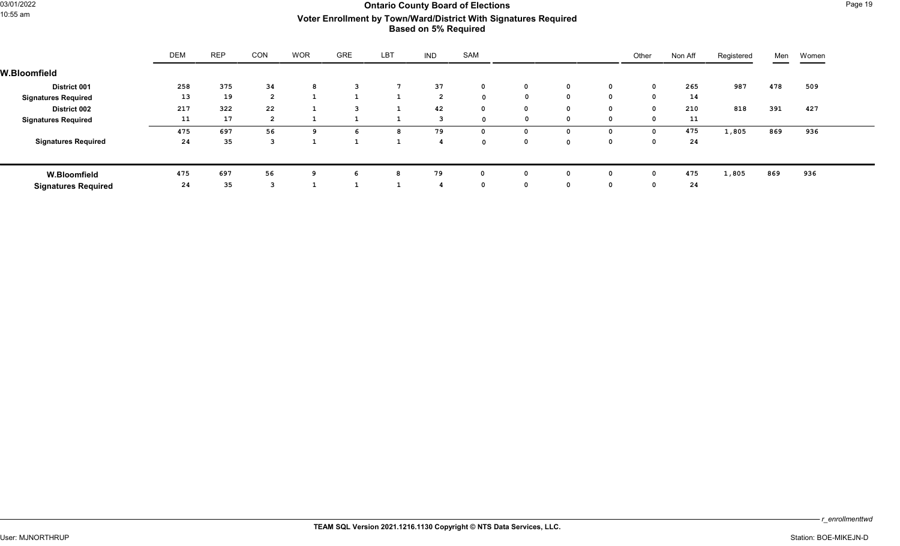# Ontario County Board of Elections

## Voter Enrollment by Town/Ward/District With Signatures Required
### Based on 5% Required

| | DEM | REP | CON | WOR | GRE | LBT | IND | SAM | | | | Other | Non Aff | Registered | Men | Women |
|---|---|---|---|---|---|---|---|---|---|---|---|---|---|---|---|---|
| **W.Bloomfield** | | | | | | | | | | | | | | | | |
| **District 001** | 258 | 375 | 34 | 8 | 3 | 7 | 37 | 0 | 0 | 0 | 0 | 0 | 265 | 987 | 478 | 509 |
| **Signatures Required** | 13 | 19 | 2 | 1 | 1 | 1 | 2 | 0 | 0 | 0 | 0 | 0 | 14 | | | |
| **District 002** | 217 | 322 | 22 | 1 | 3 | 1 | 42 | 0 | 0 | 0 | 0 | 0 | 210 | 818 | 391 | 427 |
| **Signatures Required** | 11 | 17 | 2 | 1 | 1 | 1 | 3 | 0 | 0 | 0 | 0 | 0 | 11 | | | |
| | 475 | 697 | 56 | 9 | 6 | 8 | 79 | 0 | 0 | 0 | 0 | 0 | 475 | 1,805 | 869 | 936 |
| **Signatures Required** | 24 | 35 | 3 | 1 | 1 | 1 | 4 | 0 | 0 | 0 | 0 | 0 | 24 | | | |
| **W.Bloomfield** | 475 | 697 | 56 | 9 | 6 | 8 | 79 | 0 | 0 | 0 | 0 | 0 | 475 | 1,805 | 869 | 936 |
| **Signatures Required** | 24 | 35 | 3 | 1 | 1 | 1 | 4 | 0 | 0 | 0 | 0 | 0 | 24 | | | |

TEAM SQL Version 2021.1216.1130 Copyright © NTS Data Services, LLC.